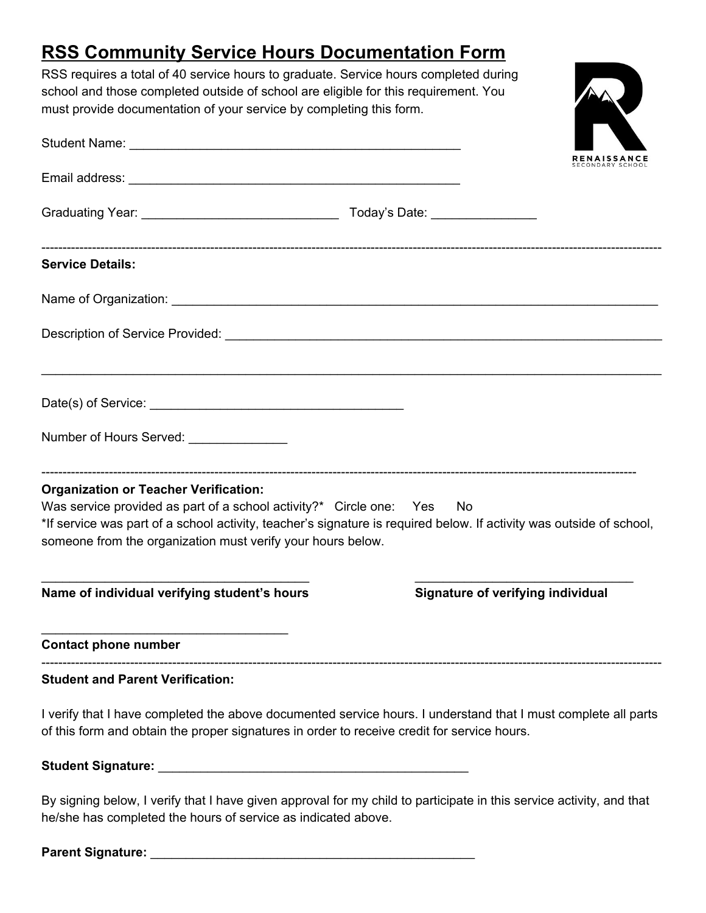# RSS Community Service Hours Documentation Form

RSS requires a total of 40 service hours to graduate. Service hours completed during school and those completed outside of school are eligible for this requirement. You must provide documentation of your service by completing this form.

Student Name: ______________________________________________

Email address: ______________________________________________

Graduating Year: ___________________________ Today's Date: ______________

---

**Service Details:**

Name of Organization: _____________________________________________________________

Description of Service Provided: _______________________________________________________

_______________________________________________________________________________

Date(s) of Service: ____________________________________

Number of Hours Served: ______________

---

**Organization or Teacher Verification:**

Was service provided as part of a school activity?* Circle one: Yes No

*If service was part of a school activity, teacher's signature is required below. If activity was outside of school, someone from the organization must verify your hours below.

_______________________________________ _______________________________

**Name of individual verifying student's hours** **Signature of verifying individual**

____________________________________

**Contact phone number**

---

**Student and Parent Verification:**

I verify that I have completed the above documented service hours. I understand that I must complete all parts of this form and obtain the proper signatures in order to receive credit for service hours.

**Student Signature:** _____________________________________________

By signing below, I verify that I have given approval for my child to participate in this service activity, and that he/she has completed the hours of service as indicated above.

**Parent Signature:** ______________________________________________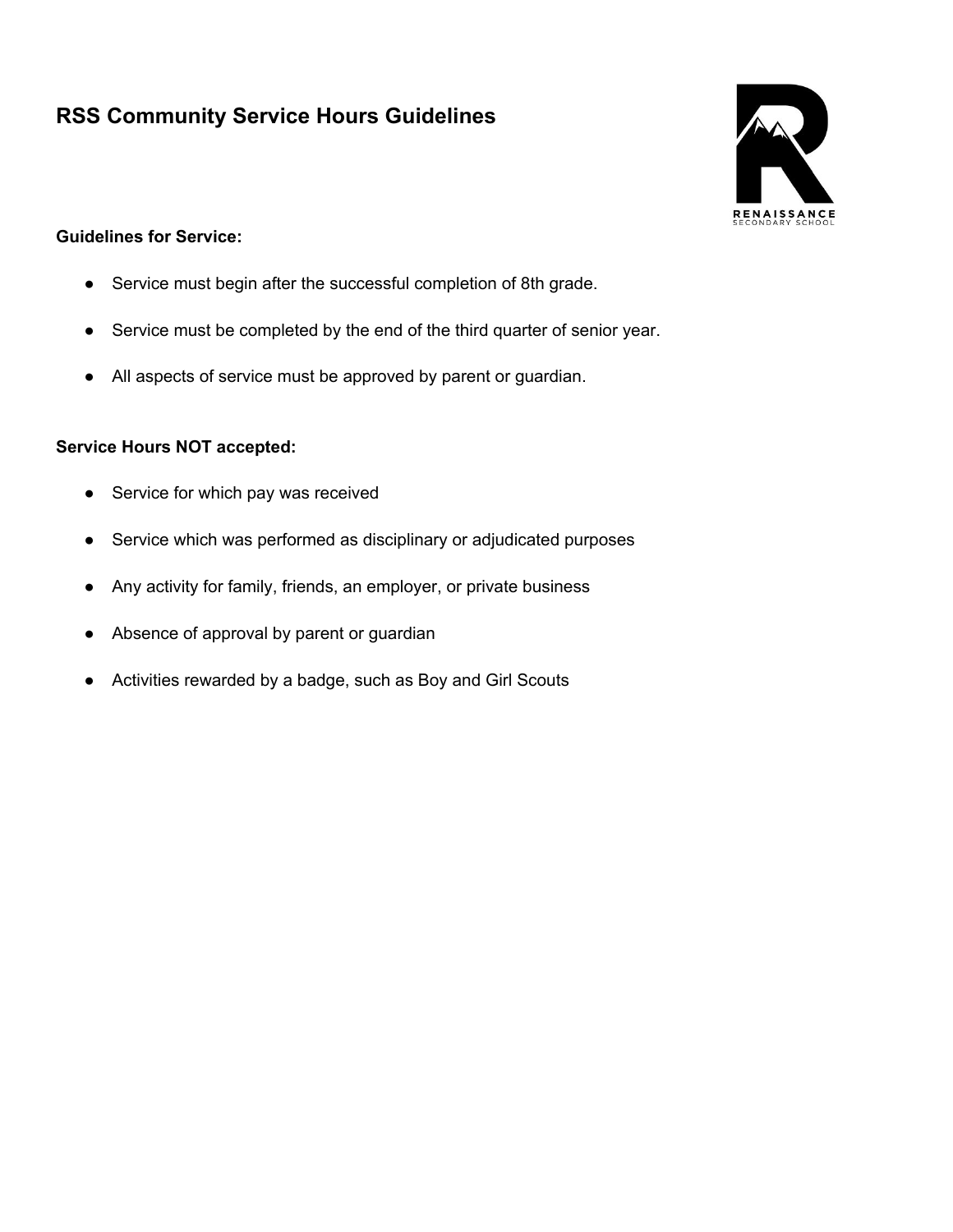# RSS Community Service Hours Guidelines

**Guidelines for Service:**

- Service must begin after the successful completion of 8th grade.
- Service must be completed by the end of the third quarter of senior year.
- All aspects of service must be approved by parent or guardian.

**Service Hours NOT accepted:**

- Service for which pay was received
- Service which was performed as disciplinary or adjudicated purposes
- Any activity for family, friends, an employer, or private business
- Absence of approval by parent or guardian
- Activities rewarded by a badge, such as Boy and Girl Scouts